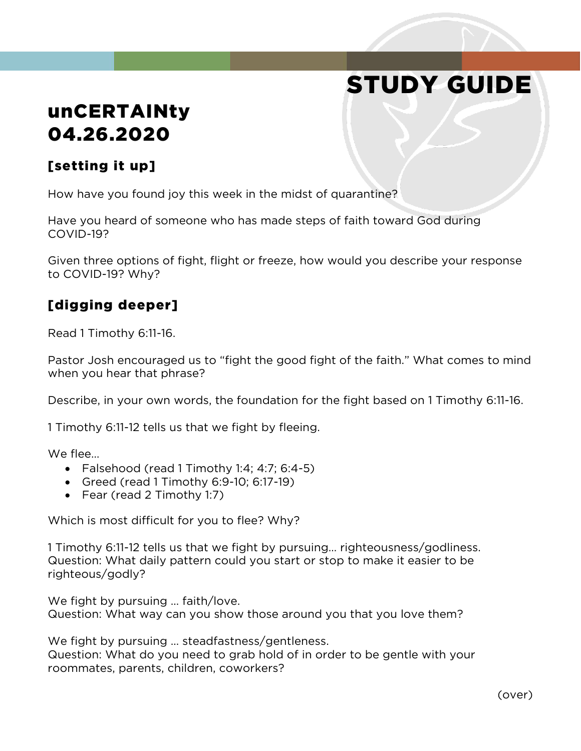# STUDY GUIDE

# unCERTAINty
# 04.26.2020

## [setting it up]

How have you found joy this week in the midst of quarantine?

Have you heard of someone who has made steps of faith toward God during COVID-19?

Given three options of fight, flight or freeze, how would you describe your response to COVID-19? Why?

## [digging deeper]

Read 1 Timothy 6:11-16.

Pastor Josh encouraged us to "fight the good fight of the faith." What comes to mind when you hear that phrase?

Describe, in your own words, the foundation for the fight based on 1 Timothy 6:11-16.

1 Timothy 6:11-12 tells us that we fight by fleeing.

We flee…

- Falsehood (read 1 Timothy 1:4; 4:7; 6:4-5)
- Greed (read 1 Timothy 6:9-10; 6:17-19)
- Fear (read 2 Timothy 1:7)

Which is most difficult for you to flee? Why?

1 Timothy 6:11-12 tells us that we fight by pursuing… righteousness/godliness.
Question: What daily pattern could you start or stop to make it easier to be righteous/godly?

We fight by pursuing … faith/love.
Question: What way can you show those around you that you love them?

We fight by pursuing … steadfastness/gentleness.
Question: What do you need to grab hold of in order to be gentle with your roommates, parents, children, coworkers?

(over)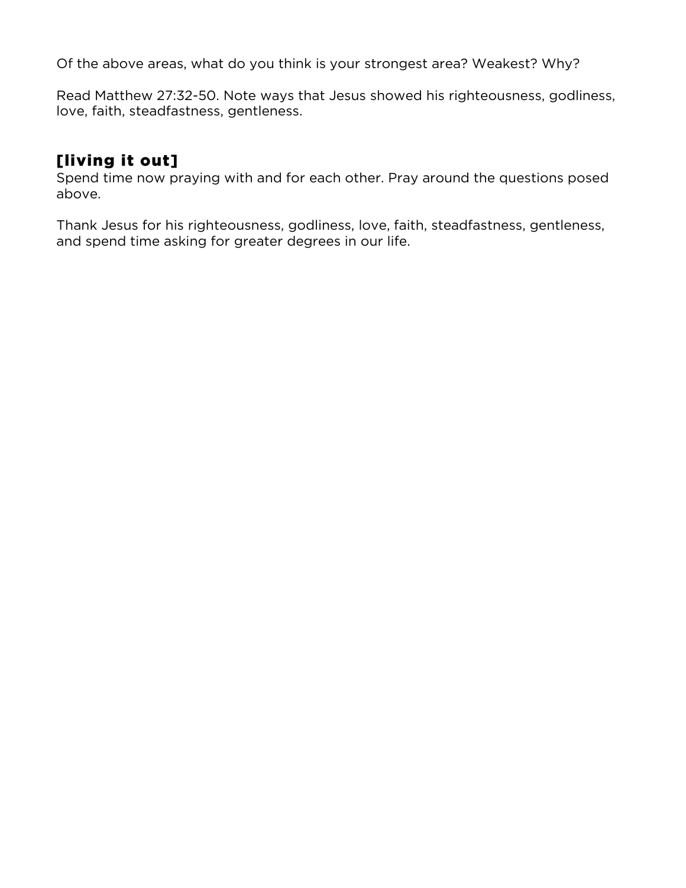Of the above areas, what do you think is your strongest area? Weakest? Why?

Read Matthew 27:32-50. Note ways that Jesus showed his righteousness, godliness, love, faith, steadfastness, gentleness.

## [living it out]

Spend time now praying with and for each other. Pray around the questions posed above.

Thank Jesus for his righteousness, godliness, love, faith, steadfastness, gentleness, and spend time asking for greater degrees in our life.